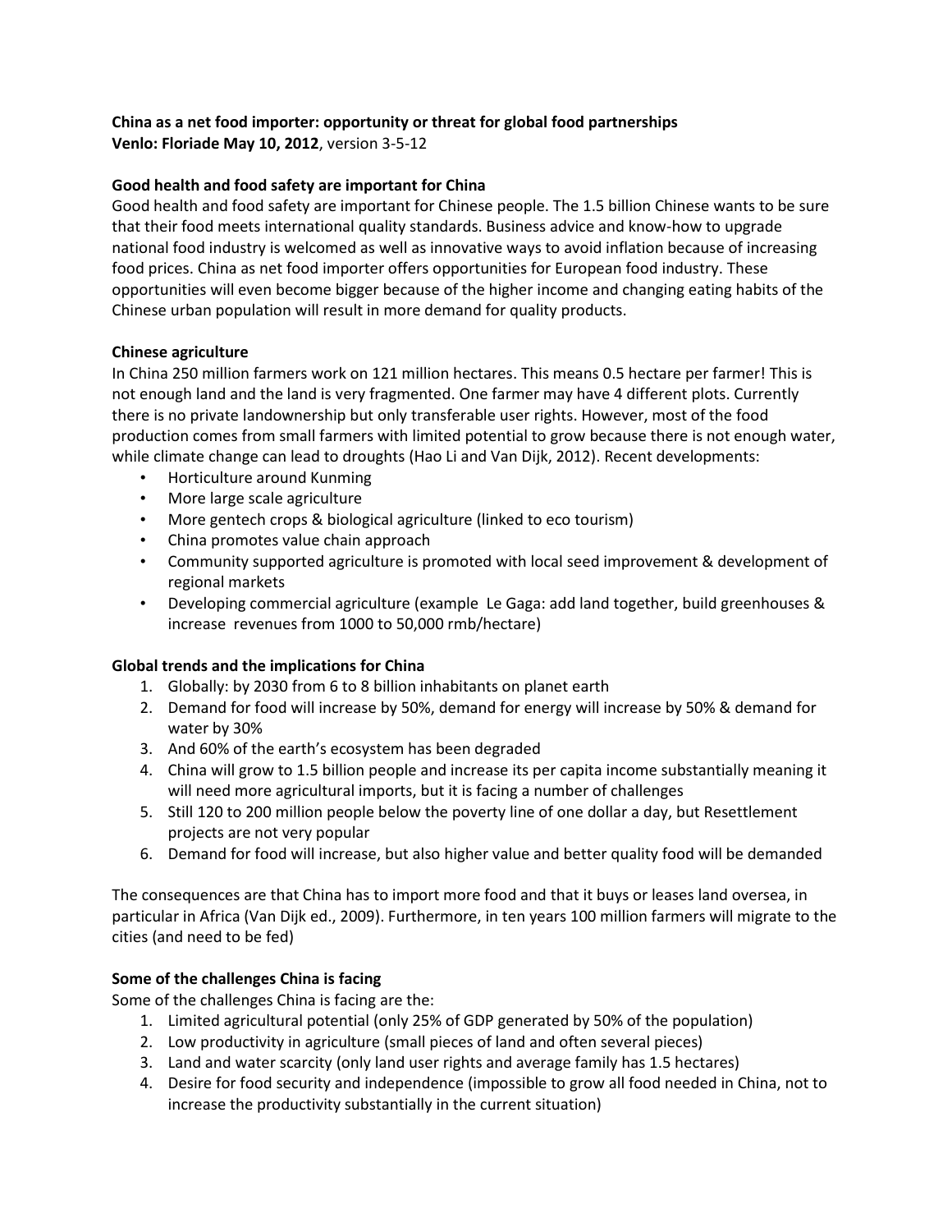**China as a net food importer: opportunity or threat for global food partnerships**
**Venlo: Floriade May 10, 2012**, version 3-5-12

## Good health and food safety are important for China

Good health and food safety are important for Chinese people. The 1.5 billion Chinese wants to be sure that their food meets international quality standards. Business advice and know-how to upgrade national food industry is welcomed as well as innovative ways to avoid inflation because of increasing food prices. China as net food importer offers opportunities for European food industry. These opportunities will even become bigger because of the higher income and changing eating habits of the Chinese urban population will result in more demand for quality products.

## Chinese agriculture

In China 250 million farmers work on 121 million hectares. This means 0.5 hectare per farmer! This is not enough land and the land is very fragmented. One farmer may have 4 different plots. Currently there is no private landownership but only transferable user rights. However, most of the food production comes from small farmers with limited potential to grow because there is not enough water, while climate change can lead to droughts (Hao Li and Van Dijk, 2012). Recent developments:

- Horticulture around Kunming
- More large scale agriculture
- More gentech crops & biological agriculture (linked to eco tourism)
- China promotes value chain approach
- Community supported agriculture is promoted with local seed improvement & development of regional markets
- Developing commercial agriculture (example Le Gaga: add land together, build greenhouses & increase revenues from 1000 to 50,000 rmb/hectare)

## Global trends and the implications for China

1. Globally: by 2030 from 6 to 8 billion inhabitants on planet earth
2. Demand for food will increase by 50%, demand for energy will increase by 50% & demand for water by 30%
3. And 60% of the earth's ecosystem has been degraded
4. China will grow to 1.5 billion people and increase its per capita income substantially meaning it will need more agricultural imports, but it is facing a number of challenges
5. Still 120 to 200 million people below the poverty line of one dollar a day, but Resettlement projects are not very popular
6. Demand for food will increase, but also higher value and better quality food will be demanded

The consequences are that China has to import more food and that it buys or leases land oversea, in particular in Africa (Van Dijk ed., 2009). Furthermore, in ten years 100 million farmers will migrate to the cities (and need to be fed)

## Some of the challenges China is facing

Some of the challenges China is facing are the:

1. Limited agricultural potential (only 25% of GDP generated by 50% of the population)
2. Low productivity in agriculture (small pieces of land and often several pieces)
3. Land and water scarcity (only land user rights and average family has 1.5 hectares)
4. Desire for food security and independence (impossible to grow all food needed in China, not to increase the productivity substantially in the current situation)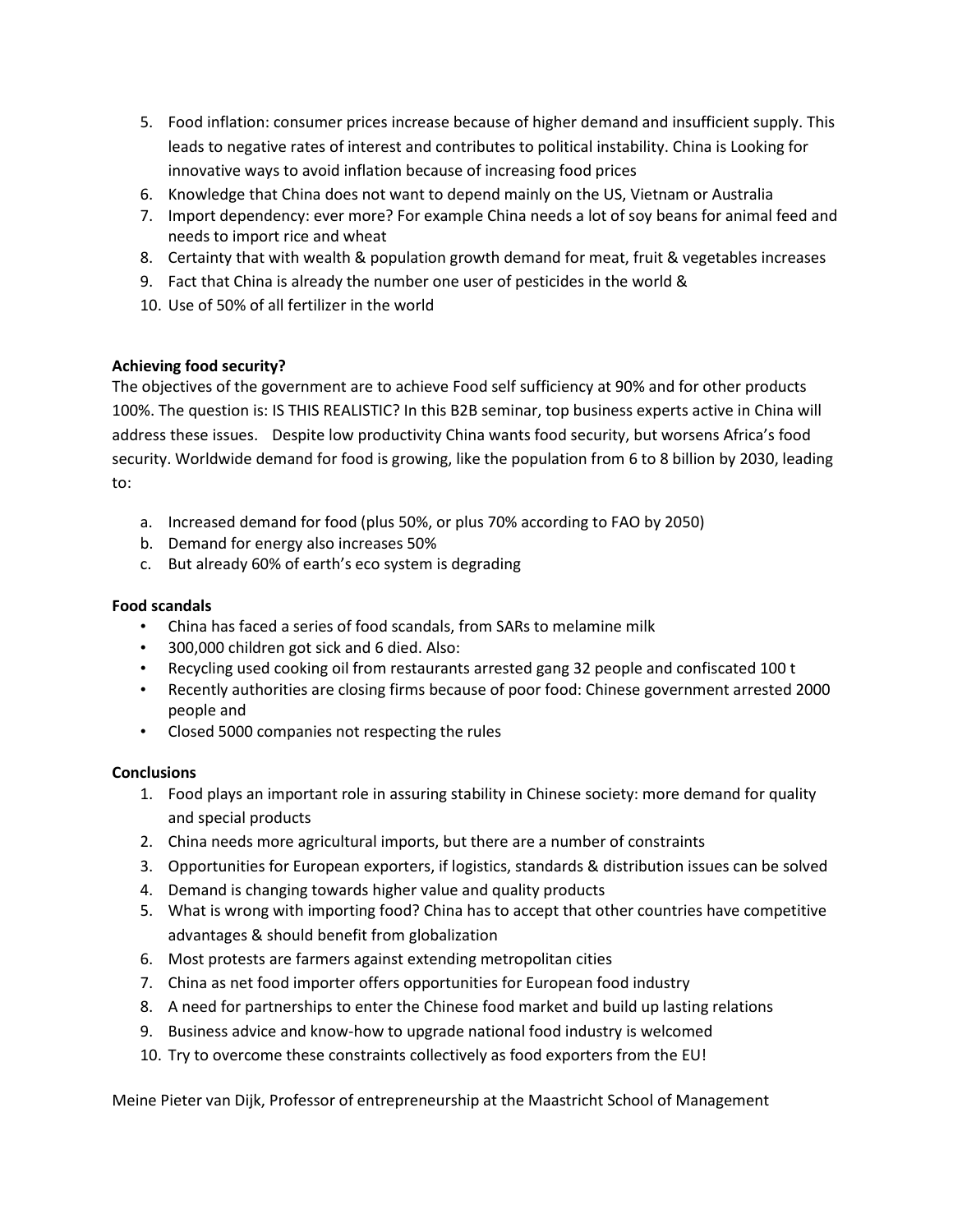5. Food inflation: consumer prices increase because of higher demand and insufficient supply. This leads to negative rates of interest and contributes to political instability. China is Looking for innovative ways to avoid inflation because of increasing food prices
6. Knowledge that China does not want to depend mainly on the US, Vietnam or Australia
7. Import dependency: ever more? For example China needs a lot of soy beans for animal feed and needs to import rice and wheat
8. Certainty that with wealth & population growth demand for meat, fruit & vegetables increases
9. Fact that China is already the number one user of pesticides in the world &
10. Use of 50% of all fertilizer in the world

**Achieving food security?**

The objectives of the government are to achieve Food self sufficiency at 90% and for other products 100%. The question is: IS THIS REALISTIC? In this B2B seminar, top business experts active in China will address these issues. Despite low productivity China wants food security, but worsens Africa's food security. Worldwide demand for food is growing, like the population from 6 to 8 billion by 2030, leading to:

a. Increased demand for food (plus 50%, or plus 70% according to FAO by 2050)
b. Demand for energy also increases 50%
c. But already 60% of earth's eco system is degrading

**Food scandals**

- China has faced a series of food scandals, from SARs to melamine milk
- 300,000 children got sick and 6 died. Also:
- Recycling used cooking oil from restaurants arrested gang 32 people and confiscated 100 t
- Recently authorities are closing firms because of poor food: Chinese government arrested 2000 people and
- Closed 5000 companies not respecting the rules

**Conclusions**

1. Food plays an important role in assuring stability in Chinese society: more demand for quality and special products
2. China needs more agricultural imports, but there are a number of constraints
3. Opportunities for European exporters, if logistics, standards & distribution issues can be solved
4. Demand is changing towards higher value and quality products
5. What is wrong with importing food? China has to accept that other countries have competitive advantages & should benefit from globalization
6. Most protests are farmers against extending metropolitan cities
7. China as net food importer offers opportunities for European food industry
8. A need for partnerships to enter the Chinese food market and build up lasting relations
9. Business advice and know-how to upgrade national food industry is welcomed
10. Try to overcome these constraints collectively as food exporters from the EU!

Meine Pieter van Dijk, Professor of entrepreneurship at the Maastricht School of Management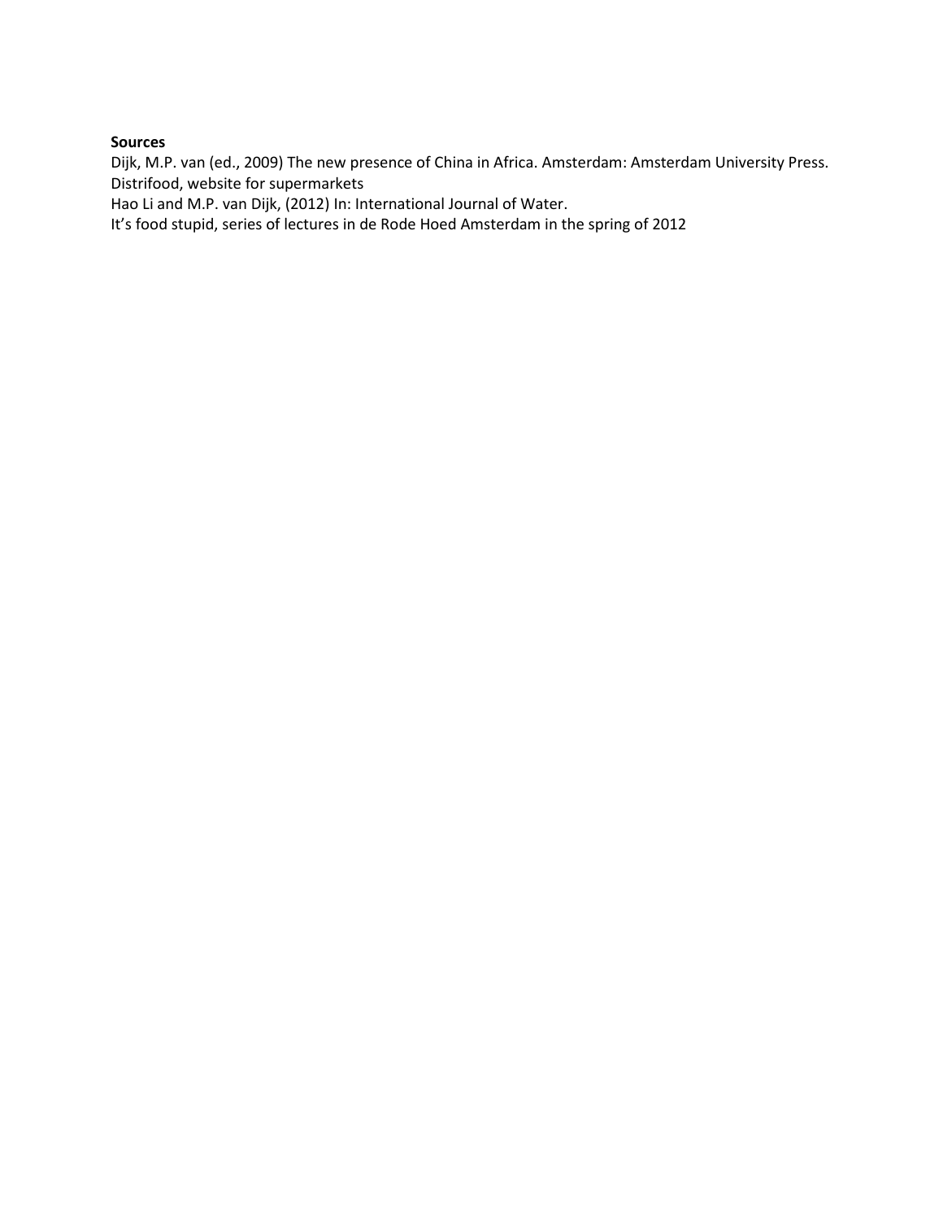**Sources**

Dijk, M.P. van (ed., 2009) The new presence of China in Africa. Amsterdam: Amsterdam University Press.
Distrifood, website for supermarkets
Hao Li and M.P. van Dijk, (2012) In: International Journal of Water.
It's food stupid, series of lectures in de Rode Hoed Amsterdam in the spring of 2012